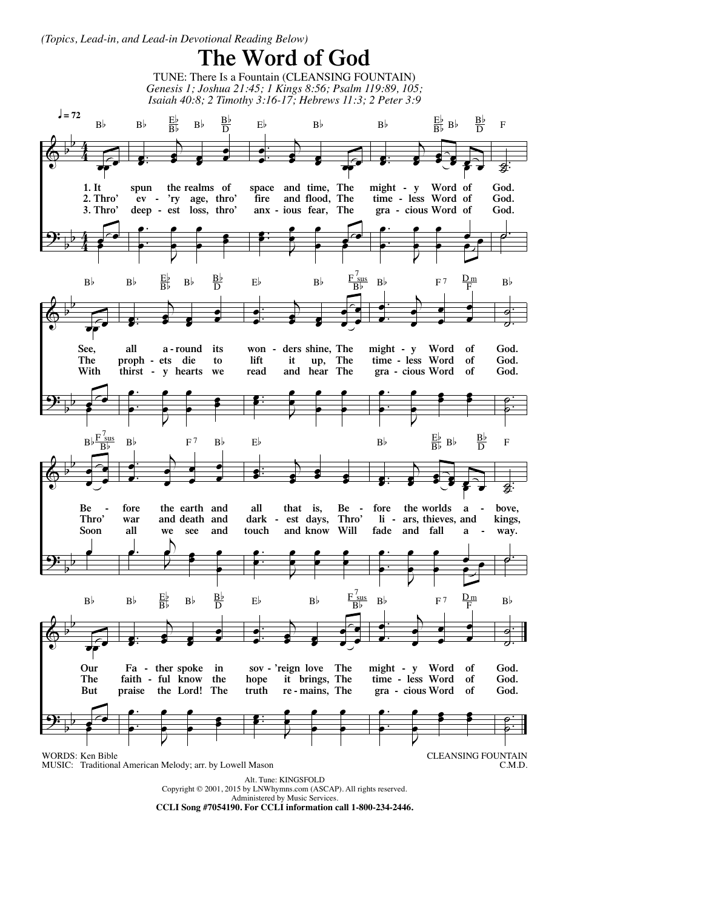*(Topics, Lead-in, and Lead-in Devotional Reading Below)*

# The Word of God

TUNE: There Is a Fountain (CLEANSING FOUNTAIN)

*Genesis 1; Joshua 21:45; 1 Kings 8:56; Psalm 119:89, 105; Isaiah 40:8; 2 Timothy 3:16-17; Hebrews 11:3; 2 Peter 3:9*

1. It spun the realms of space and time, The mighty Word of God.
See, all around its wonders shine, The mighty Word of God.
Before the earth and all that is, Before the worlds above,
Our Father spoke in sov'reign love The mighty Word of God.

2. Thro' ev'ry age, thro' fire and flood, The timeless Word of God.
The prophets die to lift it up, The timeless Word of God.
Thro' war and death and darkest days, Thro' liars, thieves, and kings,
The faithful know the hope it brings, The timeless Word of God.

3. Thro' deepest loss, thro' anxious fear, The gracious Word of God.
With thirsty hearts we read and hear The gracious Word of God.
Soon all we see and touch and know Will fade and fall away.
But praise the Lord! The truth remains, The gracious Word of God.

WORDS: Ken Bible
MUSIC: Traditional American Melody; arr. by Lowell Mason

CLEANSING FOUNTAIN
C.M.D.

Alt. Tune: KINGSFOLD
Copyright © 2001, 2015 by LNWhymns.com (ASCAP). All rights reserved.
Administered by Music Services.
**CCLI Song #7054190. For CCLI information call 1-800-234-2446.**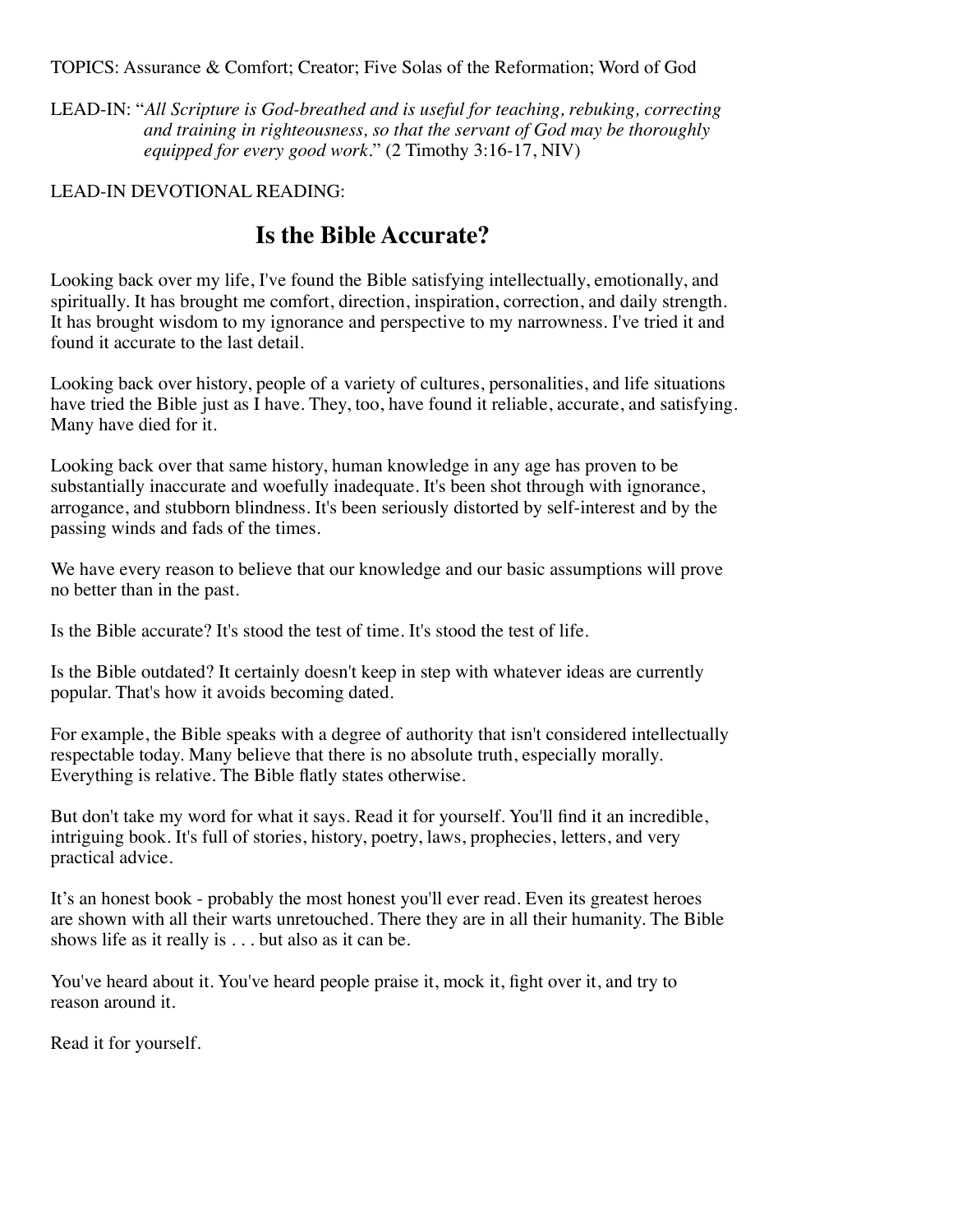TOPICS: Assurance & Comfort; Creator; Five Solas of the Reformation; Word of God

LEAD-IN: "*All Scripture is God-breathed and is useful for teaching, rebuking, correcting and training in righteousness, so that the servant of God may be thoroughly equipped for every good work*." (2 Timothy 3:16-17, NIV)

LEAD-IN DEVOTIONAL READING:

## Is the Bible Accurate?

Looking back over my life, I've found the Bible satisfying intellectually, emotionally, and spiritually. It has brought me comfort, direction, inspiration, correction, and daily strength. It has brought wisdom to my ignorance and perspective to my narrowness. I've tried it and found it accurate to the last detail.

Looking back over history, people of a variety of cultures, personalities, and life situations have tried the Bible just as I have. They, too, have found it reliable, accurate, and satisfying. Many have died for it.

Looking back over that same history, human knowledge in any age has proven to be substantially inaccurate and woefully inadequate. It's been shot through with ignorance, arrogance, and stubborn blindness. It's been seriously distorted by self-interest and by the passing winds and fads of the times.

We have every reason to believe that our knowledge and our basic assumptions will prove no better than in the past.

Is the Bible accurate? It's stood the test of time. It's stood the test of life.

Is the Bible outdated? It certainly doesn't keep in step with whatever ideas are currently popular. That's how it avoids becoming dated.

For example, the Bible speaks with a degree of authority that isn't considered intellectually respectable today. Many believe that there is no absolute truth, especially morally. Everything is relative. The Bible flatly states otherwise.

But don't take my word for what it says. Read it for yourself. You'll find it an incredible, intriguing book. It's full of stories, history, poetry, laws, prophecies, letters, and very practical advice.

It's an honest book - probably the most honest you'll ever read. Even its greatest heroes are shown with all their warts unretouched. There they are in all their humanity. The Bible shows life as it really is . . . but also as it can be.

You've heard about it. You've heard people praise it, mock it, fight over it, and try to reason around it.

Read it for yourself.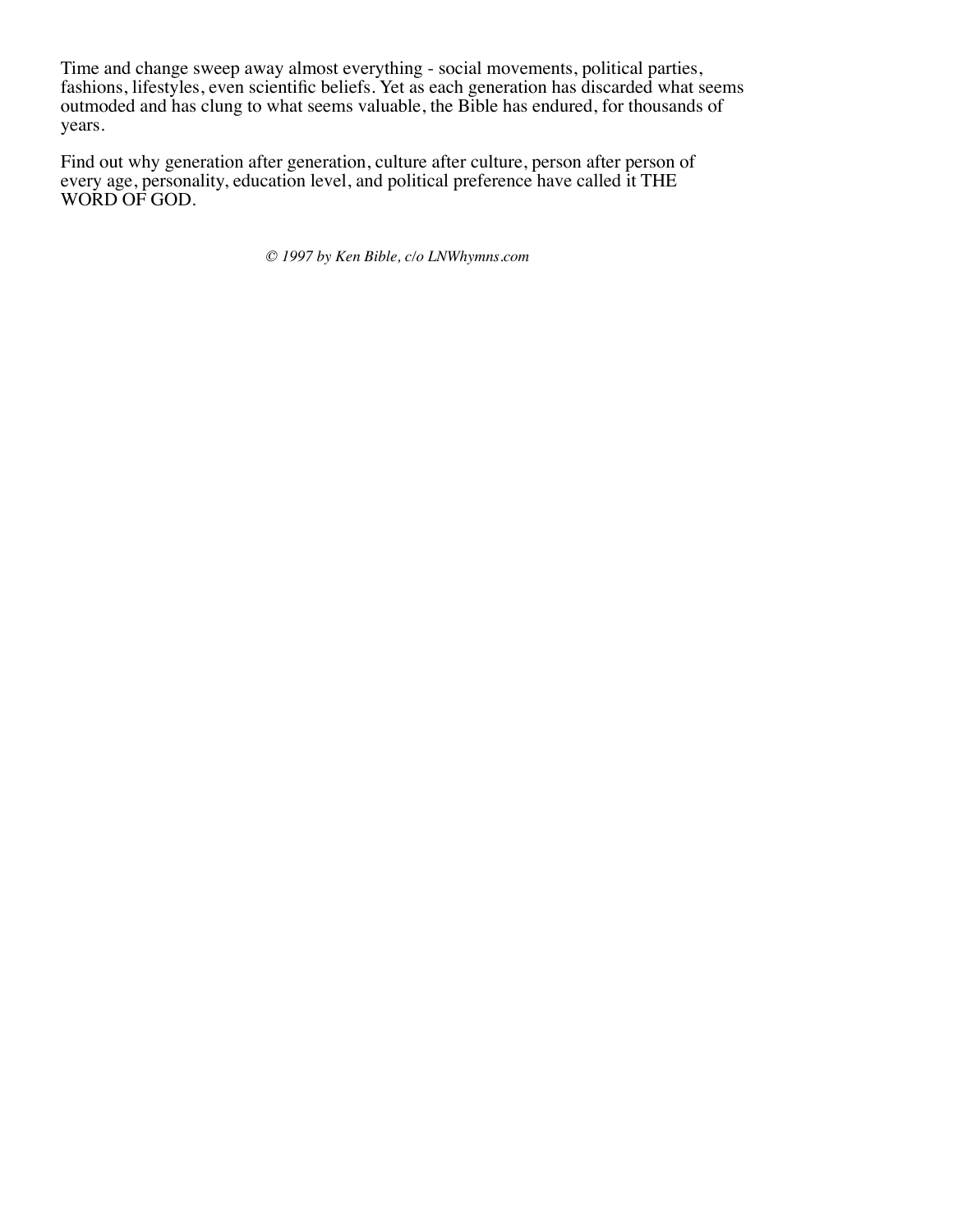Time and change sweep away almost everything - social movements, political parties, fashions, lifestyles, even scientific beliefs. Yet as each generation has discarded what seems outmoded and has clung to what seems valuable, the Bible has endured, for thousands of years.

Find out why generation after generation, culture after culture, person after person of every age, personality, education level, and political preference have called it THE WORD OF GOD.

*© 1997 by Ken Bible, c/o LNWhymns.com*